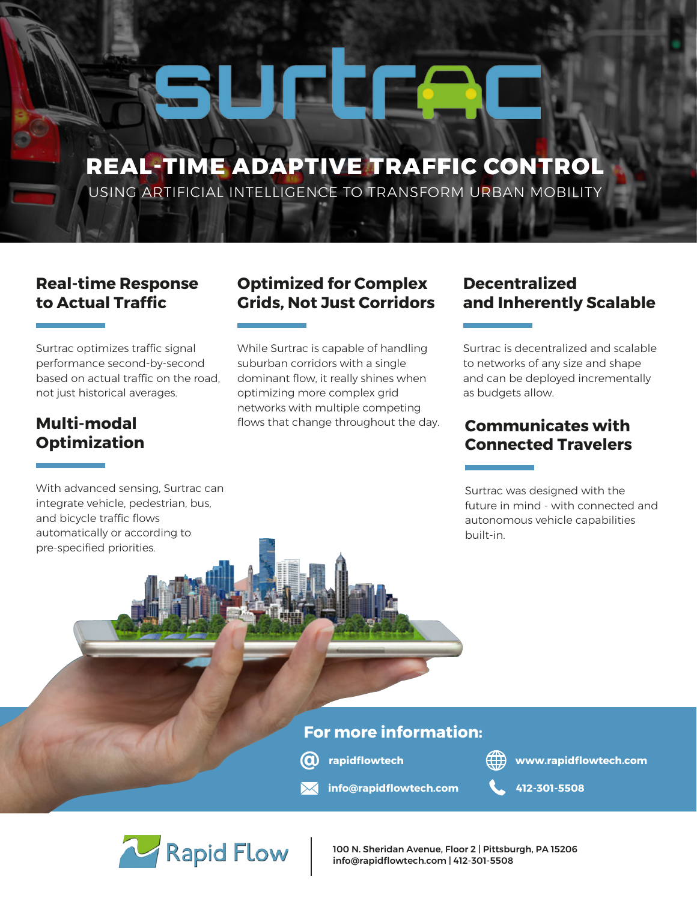# surtrac

## REAL-TIME ADAPTIVE TRAFFIC CONTROL

USING ARTIFICIAL INTELLIGENCE TO TRANSFORM URBAN MOBILITY

### Real-time Response to Actual Traffic

Surtrac optimizes traffic signal performance second-by-second based on actual traffic on the road, not just historical averages.

### Multi-modal Optimization

With advanced sensing, Surtrac can integrate vehicle, pedestrian, bus, and bicycle traffic flows automatically or according to pre-specified priorities.

### Optimized for Complex Grids, Not Just Corridors

While Surtrac is capable of handling suburban corridors with a single dominant flow, it really shines when optimizing more complex grid networks with multiple competing flows that change throughout the day.

### Decentralized and Inherently Scalable

Surtrac is decentralized and scalable to networks of any size and shape and can be deployed incrementally as budgets allow.

### Communicates with Connected Travelers

Surtrac was designed with the future in mind - with connected and autonomous vehicle capabilities built-in.

### For more information:

- rapidflowtech
- www.rapidflowtech.com
- info@rapidflowtech.com
- 412-301-5508

Rapid Flow

100 N. Sheridan Avenue, Floor 2 | Pittsburgh, PA 15206
info@rapidflowtech.com | 412-301-5508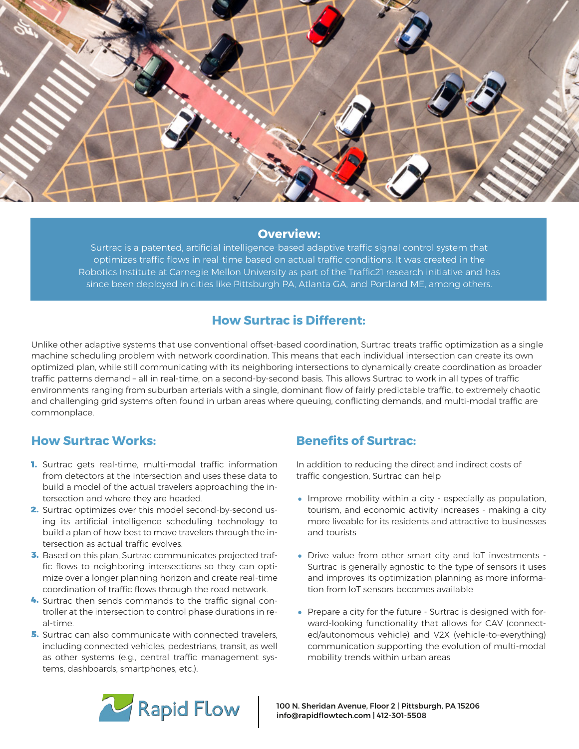## Overview:

Surtrac is a patented, artificial intelligence-based adaptive traffic signal control system that optimizes traffic flows in real-time based on actual traffic conditions. It was created in the Robotics Institute at Carnegie Mellon University as part of the Traffic21 research initiative and has since been deployed in cities like Pittsburgh PA, Atlanta GA, and Portland ME, among others.

## How Surtrac is Different:

Unlike other adaptive systems that use conventional offset-based coordination, Surtrac treats traffic optimization as a single machine scheduling problem with network coordination. This means that each individual intersection can create its own optimized plan, while still communicating with its neighboring intersections to dynamically create coordination as broader traffic patterns demand – all in real-time, on a second-by-second basis. This allows Surtrac to work in all types of traffic environments ranging from suburban arterials with a single, dominant flow of fairly predictable traffic, to extremely chaotic and challenging grid systems often found in urban areas where queuing, conflicting demands, and multi-modal traffic are commonplace.

## How Surtrac Works:

1. Surtrac gets real-time, multi-modal traffic information from detectors at the intersection and uses these data to build a model of the actual travelers approaching the intersection and where they are headed.
2. Surtrac optimizes over this model second-by-second using its artificial intelligence scheduling technology to build a plan of how best to move travelers through the intersection as actual traffic evolves.
3. Based on this plan, Surtrac communicates projected traffic flows to neighboring intersections so they can optimize over a longer planning horizon and create real-time coordination of traffic flows through the road network.
4. Surtrac then sends commands to the traffic signal controller at the intersection to control phase durations in real-time.
5. Surtrac can also communicate with connected travelers, including connected vehicles, pedestrians, transit, as well as other systems (e.g., central traffic management systems, dashboards, smartphones, etc.).

## Benefits of Surtrac:

In addition to reducing the direct and indirect costs of traffic congestion, Surtrac can help

- Improve mobility within a city - especially as population, tourism, and economic activity increases - making a city more liveable for its residents and attractive to businesses and tourists
- Drive value from other smart city and IoT investments - Surtrac is generally agnostic to the type of sensors it uses and improves its optimization planning as more information from IoT sensors becomes available
- Prepare a city for the future - Surtrac is designed with forward-looking functionality that allows for CAV (connected/autonomous vehicle) and V2X (vehicle-to-everything) communication supporting the evolution of multi-modal mobility trends within urban areas

Rapid Flow

100 N. Sheridan Avenue, Floor 2 | Pittsburgh, PA 15206
info@rapidflowtech.com | 412-301-5508